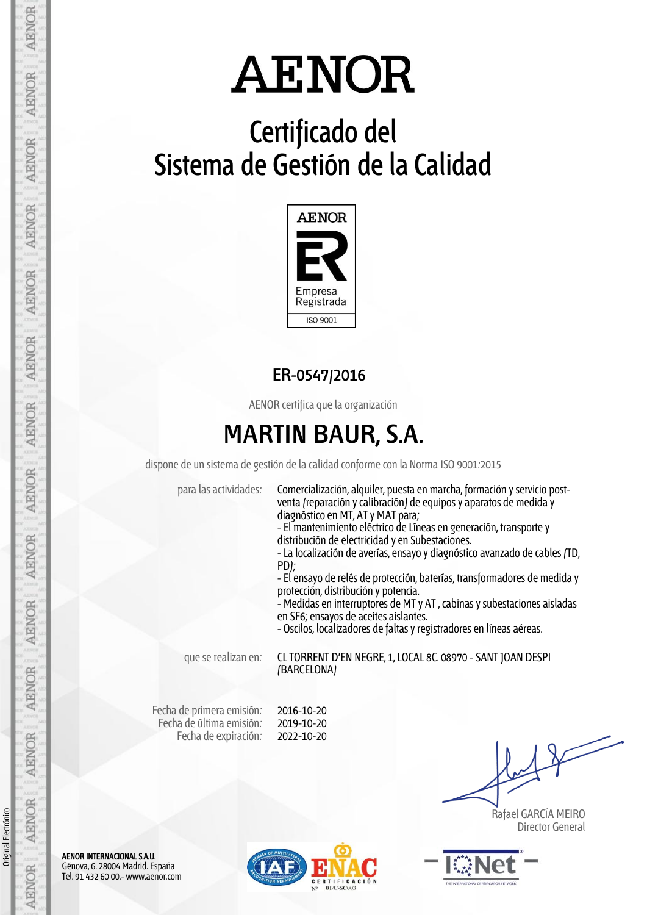# AENOR

## Certificado del Sistema de Gestión de la Calidad

AENOR

Empresa Registrada

ISO 9001

### ER-0547/2016

AENOR certifica que la organización

## MARTIN BAUR, S.A.

dispone de un sistema de gestión de la calidad conforme con la Norma ISO 9001:2015

para las actividades: Comercialización, alquiler, puesta en marcha, formación y servicio post-venta (reparación y calibración) de equipos y aparatos de medida y diagnóstico en MT, AT y MAT para;
- El mantenimiento eléctrico de Líneas en generación, transporte y distribución de electricidad y en Subestaciones.
- La localización de averías, ensayo y diagnóstico avanzado de cables (TD, PD);
- El ensayo de relés de protección, baterías, transformadores de medida y protección, distribución y potencia.
- Medidas en interruptores de MT y AT , cabinas y subestaciones aisladas en SF6; ensayos de aceites aislantes.
- Oscilos, localizadores de faltas y registradores en líneas aéreas.

que se realizan en: CL TORRENT D'EN NEGRE, 1, LOCAL 8C. 08970 - SANT JOAN DESPI (BARCELONA)

Fecha de primera emisión: 2016-10-20
Fecha de última emisión: 2019-10-20
Fecha de expiración: 2022-10-20

Rafael GARCÍA MEIRO
Director General

**AENOR INTERNACIONAL S.A.U.**
Génova, 6. 28004 Madrid. España
Tel. 91 432 60 00.- www.aenor.com

ENAC CERTIFICACIÓN Nº 01/C-SC003

IQNet

Original Electrónico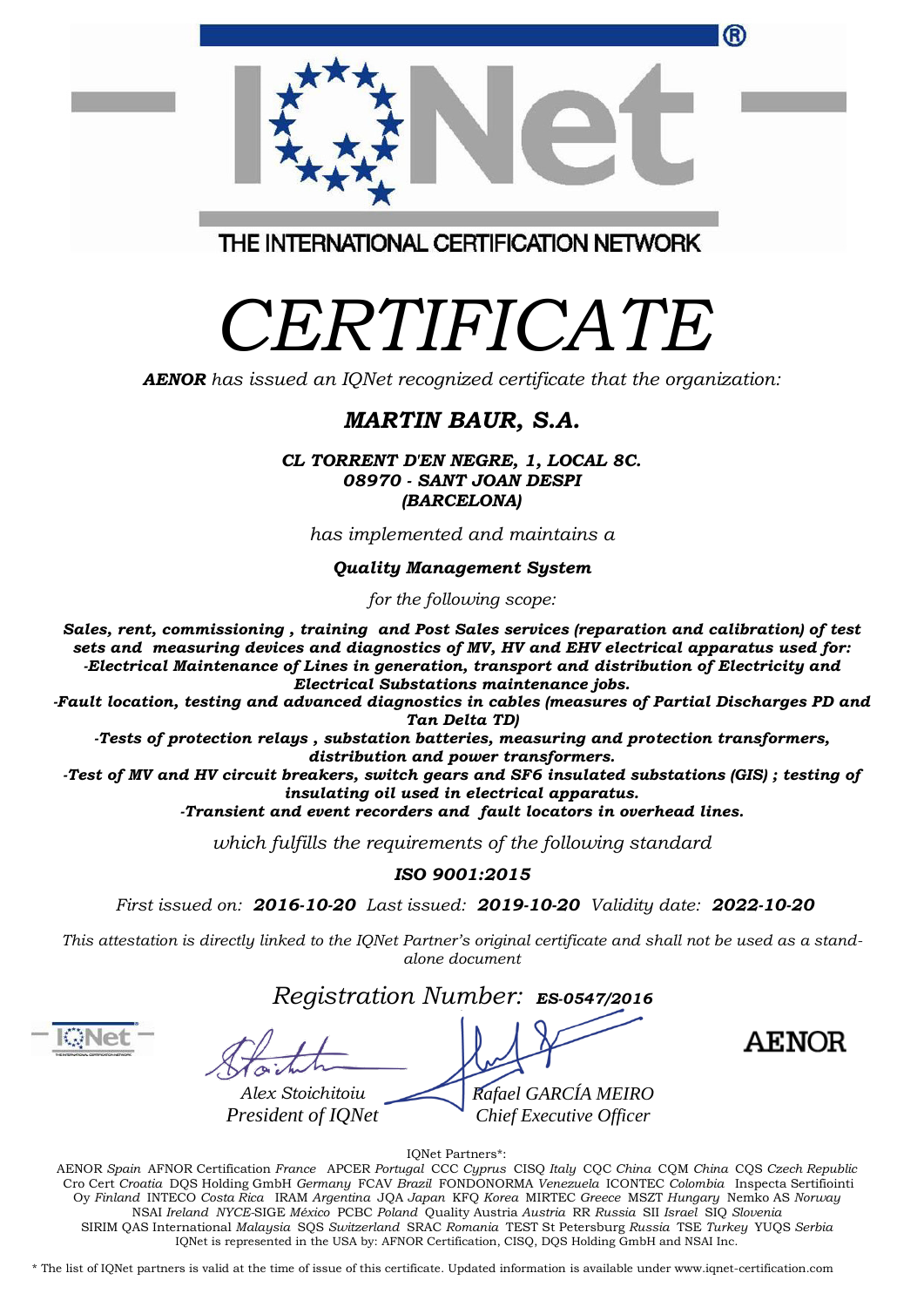THE INTERNATIONAL CERTIFICATION NETWORK

# *CERTIFICATE*

***AENOR*** *has issued an IQNet recognized certificate that the organization:*

## *MARTIN BAUR, S.A.*

***CL TORRENT D'EN NEGRE, 1, LOCAL 8C.***
***08970 - SANT JOAN DESPI***
***(BARCELONA)***

*has implemented and maintains a*

***Quality Management System***

*for the following scope:*

***Sales, rent, commissioning , training and Post Sales services (reparation and calibration) of test sets and measuring devices and diagnostics of MV, HV and EHV electrical apparatus used for:***
***-Electrical Maintenance of Lines in generation, transport and distribution of Electricity and Electrical Substations maintenance jobs.***
***-Fault location, testing and advanced diagnostics in cables (measures of Partial Discharges PD and Tan Delta TD)***
***-Tests of protection relays , substation batteries, measuring and protection transformers, distribution and power transformers.***
***-Test of MV and HV circuit breakers, switch gears and SF6 insulated substations (GIS) ; testing of insulating oil used in electrical apparatus.***
***-Transient and event recorders and fault locators in overhead lines.***

*which fulfills the requirements of the following standard*

***ISO 9001:2015***

*First issued on:* ***2016-10-20*** *Last issued:* ***2019-10-20*** *Validity date:* ***2022-10-20***

*This attestation is directly linked to the IQNet Partner's original certificate and shall not be used as a stand-alone document*

*Registration Number:* ***ES-0547/2016***

*Alex Stoichitoiu*
*President of IQNet*

*Rafael GARCÍA MEIRO*
*Chief Executive Officer*

AENOR

IQNet Partners*:

AENOR *Spain* AFNOR Certification *France* APCER *Portugal* CCC *Cyprus* CISQ *Italy* CQC *China* CQM *China* CQS *Czech Republic* Cro Cert *Croatia* DQS Holding GmbH *Germany* FCAV *Brazil* FONDONORMA *Venezuela* ICONTEC *Colombia* Inspecta Sertifiointi Oy *Finland* INTECO *Costa Rica* IRAM *Argentina* JQA *Japan* KFQ *Korea* MIRTEC *Greece* MSZT *Hungary* Nemko AS *Norway* NSAI *Ireland* *NYCE*-SIGE *México* PCBC *Poland* Quality Austria *Austria* RR *Russia* SII *Israel* SIQ *Slovenia* SIRIM QAS International *Malaysia* SQS *Switzerland* SRAC *Romania* TEST St Petersburg *Russia* TSE *Turkey* YUQS *Serbia*
IQNet is represented in the USA by: AFNOR Certification, CISQ, DQS Holding GmbH and NSAI Inc.

\* The list of IQNet partners is valid at the time of issue of this certificate. Updated information is available under www.iqnet-certification.com